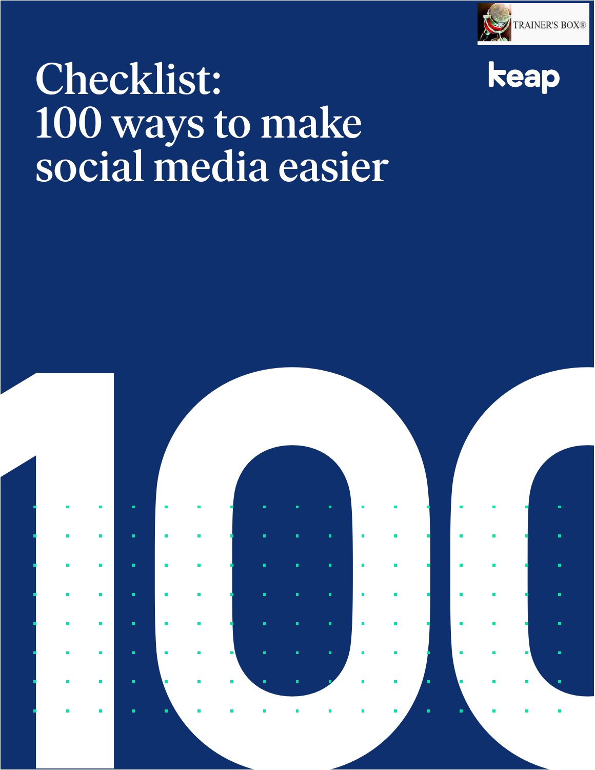TRAINER'S BOX®

keap

# Checklist: 100 ways to make social media easier

100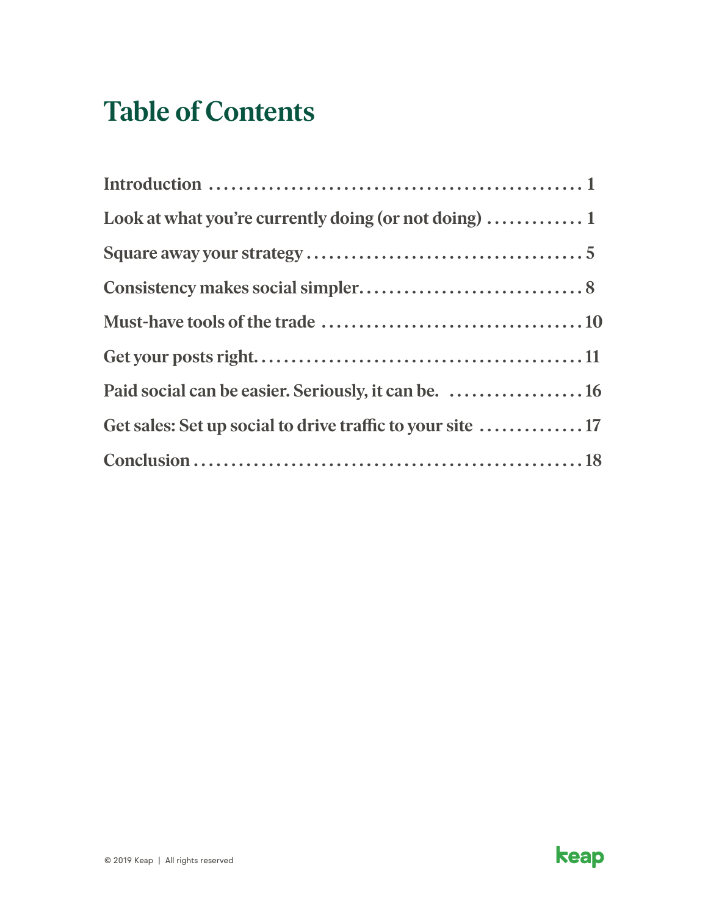# Table of Contents

| | |
|---|---|
| Introduction | 1 |
| Look at what you're currently doing (or not doing) | 1 |
| Square away your strategy | 5 |
| Consistency makes social simpler | 8 |
| Must-have tools of the trade | 10 |
| Get your posts right | 11 |
| Paid social can be easier. Seriously, it can be. | 16 |
| Get sales: Set up social to drive traffic to your site | 17 |
| Conclusion | 18 |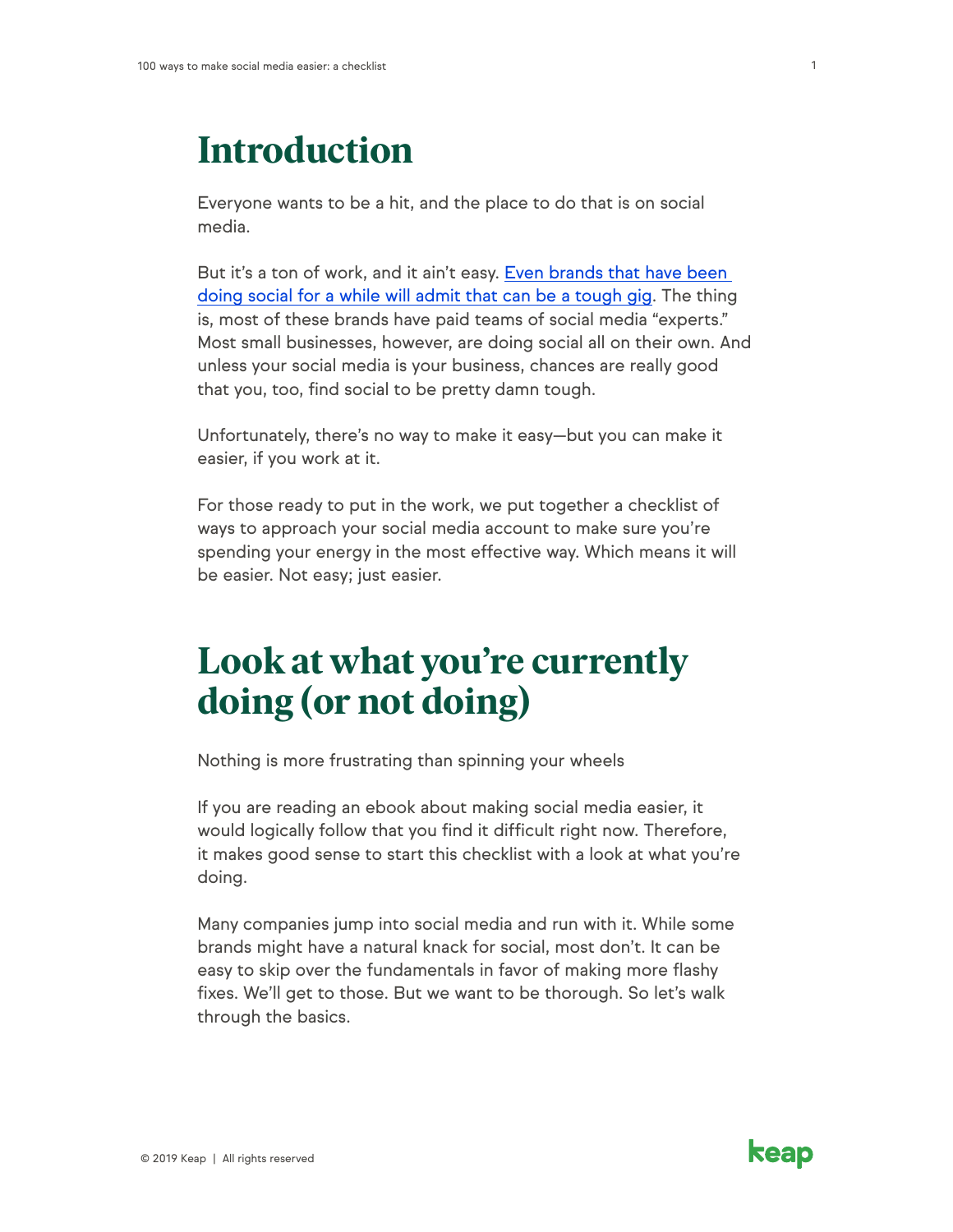# Introduction

Everyone wants to be a hit, and the place to do that is on social media.

But it's a ton of work, and it ain't easy. [Even brands that have been doing social for a while will admit that can be a tough gig](). The thing is, most of these brands have paid teams of social media "experts." Most small businesses, however, are doing social all on their own. And unless your social media is your business, chances are really good that you, too, find social to be pretty damn tough.

Unfortunately, there's no way to make it easy—but you can make it easier, if you work at it.

For those ready to put in the work, we put together a checklist of ways to approach your social media account to make sure you're spending your energy in the most effective way. Which means it will be easier. Not easy; just easier.

# Look at what you're currently doing (or not doing)

Nothing is more frustrating than spinning your wheels

If you are reading an ebook about making social media easier, it would logically follow that you find it difficult right now. Therefore, it makes good sense to start this checklist with a look at what you're doing.

Many companies jump into social media and run with it. While some brands might have a natural knack for social, most don't. It can be easy to skip over the fundamentals in favor of making more flashy fixes. We'll get to those. But we want to be thorough. So let's walk through the basics.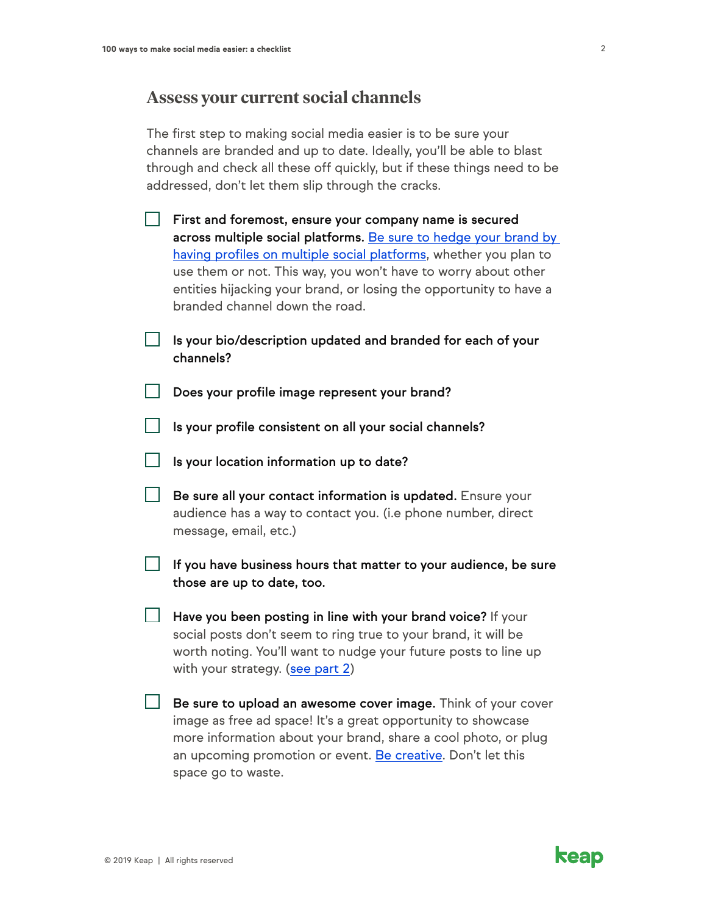## Assess your current social channels

The first step to making social media easier is to be sure your channels are branded and up to date. Ideally, you'll be able to blast through and check all these off quickly, but if these things need to be addressed, don't let them slip through the cracks.

- [ ] **First and foremost, ensure your company name is secured across multiple social platforms.** Be sure to hedge your brand by having profiles on multiple social platforms, whether you plan to use them or not. This way, you won't have to worry about other entities hijacking your brand, or losing the opportunity to have a branded channel down the road.
- [ ] **Is your bio/description updated and branded for each of your channels?**
- [ ] **Does your profile image represent your brand?**
- [ ] **Is your profile consistent on all your social channels?**
- [ ] **Is your location information up to date?**
- [ ] **Be sure all your contact information is updated.** Ensure your audience has a way to contact you. (i.e phone number, direct message, email, etc.)
- [ ] **If you have business hours that matter to your audience, be sure those are up to date, too.**
- [ ] **Have you been posting in line with your brand voice?** If your social posts don't seem to ring true to your brand, it will be worth noting. You'll want to nudge your future posts to line up with your strategy. (see part 2)
- [ ] **Be sure to upload an awesome cover image.** Think of your cover image as free ad space! It's a great opportunity to showcase more information about your brand, share a cool photo, or plug an upcoming promotion or event. Be creative. Don't let this space go to waste.

© 2019 Keap | All rights reserved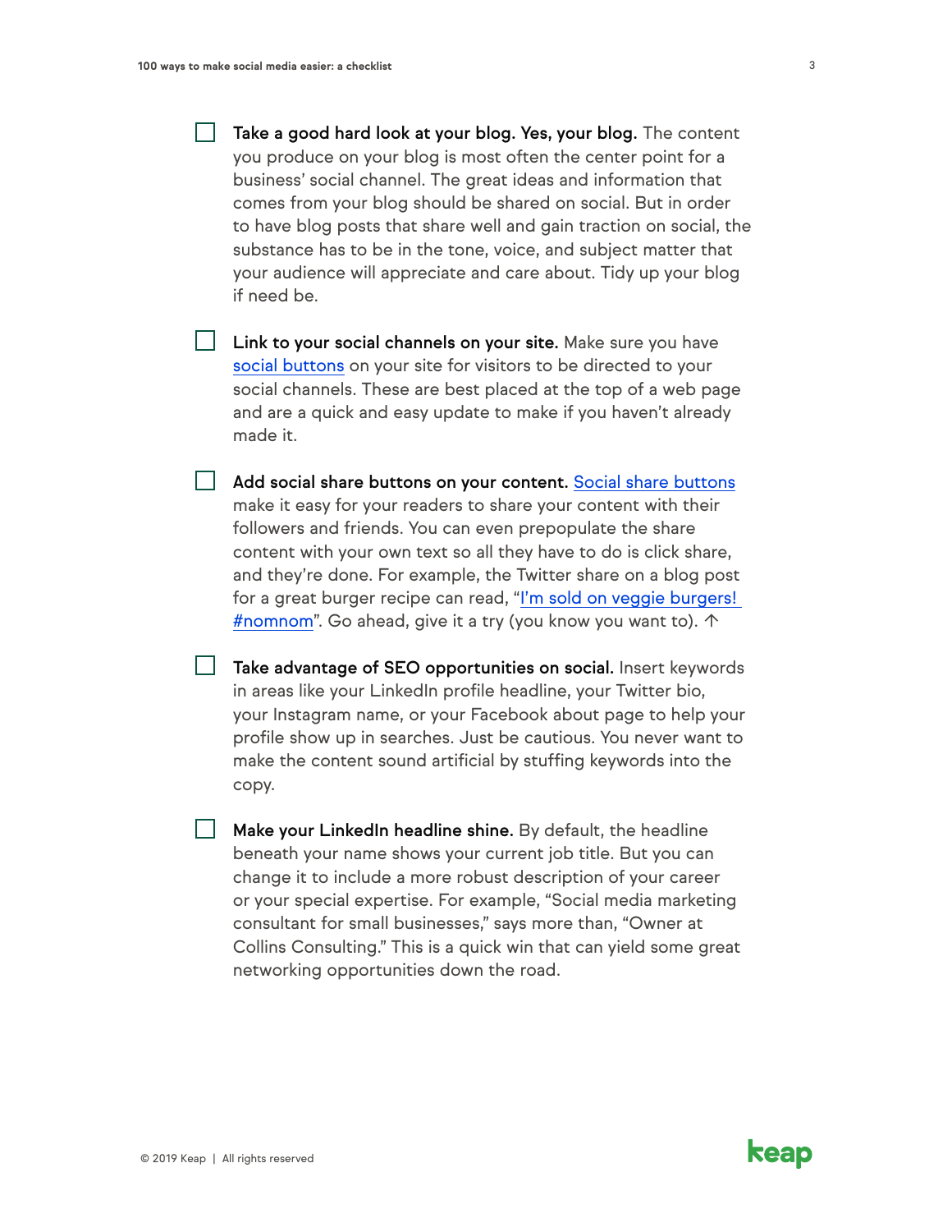- [ ] **Take a good hard look at your blog. Yes, your blog.** The content you produce on your blog is most often the center point for a business' social channel. The great ideas and information that comes from your blog should be shared on social. But in order to have blog posts that share well and gain traction on social, the substance has to be in the tone, voice, and subject matter that your audience will appreciate and care about. Tidy up your blog if need be.

- [ ] **Link to your social channels on your site.** Make sure you have social buttons on your site for visitors to be directed to your social channels. These are best placed at the top of a web page and are a quick and easy update to make if you haven't already made it.

- [ ] **Add social share buttons on your content.** Social share buttons make it easy for your readers to share your content with their followers and friends. You can even prepopulate the share content with your own text so all they have to do is click share, and they're done. For example, the Twitter share on a blog post for a great burger recipe can read, "I'm sold on veggie burgers! #nomnom". Go ahead, give it a try (you know you want to). ↑

- [ ] **Take advantage of SEO opportunities on social.** Insert keywords in areas like your LinkedIn profile headline, your Twitter bio, your Instagram name, or your Facebook about page to help your profile show up in searches. Just be cautious. You never want to make the content sound artificial by stuffing keywords into the copy.

- [ ] **Make your LinkedIn headline shine.** By default, the headline beneath your name shows your current job title. But you can change it to include a more robust description of your career or your special expertise. For example, "Social media marketing consultant for small businesses," says more than, "Owner at Collins Consulting." This is a quick win that can yield some great networking opportunities down the road.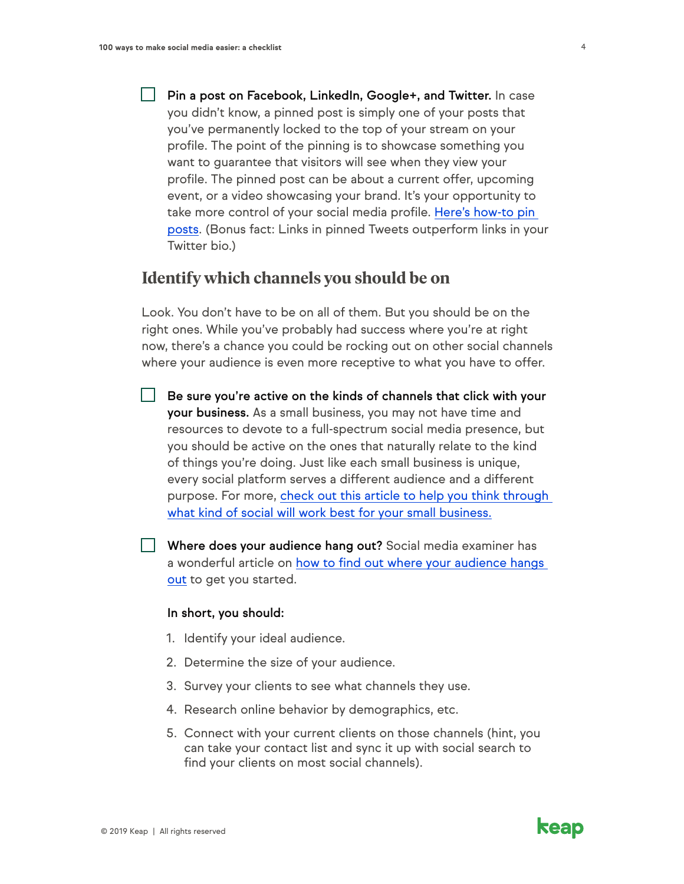- [ ] **Pin a post on Facebook, LinkedIn, Google+, and Twitter.** In case you didn't know, a pinned post is simply one of your posts that you've permanently locked to the top of your stream on your profile. The point of the pinning is to showcase something you want to guarantee that visitors will see when they view your profile. The pinned post can be about a current offer, upcoming event, or a video showcasing your brand. It's your opportunity to take more control of your social media profile. Here's how-to pin posts. (Bonus fact: Links in pinned Tweets outperform links in your Twitter bio.)

## Identify which channels you should be on

Look. You don't have to be on all of them. But you should be on the right ones. While you've probably had success where you're at right now, there's a chance you could be rocking out on other social channels where your audience is even more receptive to what you have to offer.

- [ ] **Be sure you're active on the kinds of channels that click with your your business.** As a small business, you may not have time and resources to devote to a full-spectrum social media presence, but you should be active on the ones that naturally relate to the kind of things you're doing. Just like each small business is unique, every social platform serves a different audience and a different purpose. For more, check out this article to help you think through what kind of social will work best for your small business.

- [ ] **Where does your audience hang out?** Social media examiner has a wonderful article on how to find out where your audience hangs out to get you started.

  **In short, you should:**

  1. Identify your ideal audience.
  2. Determine the size of your audience.
  3. Survey your clients to see what channels they use.
  4. Research online behavior by demographics, etc.
  5. Connect with your current clients on those channels (hint, you can take your contact list and sync it up with social search to find your clients on most social channels).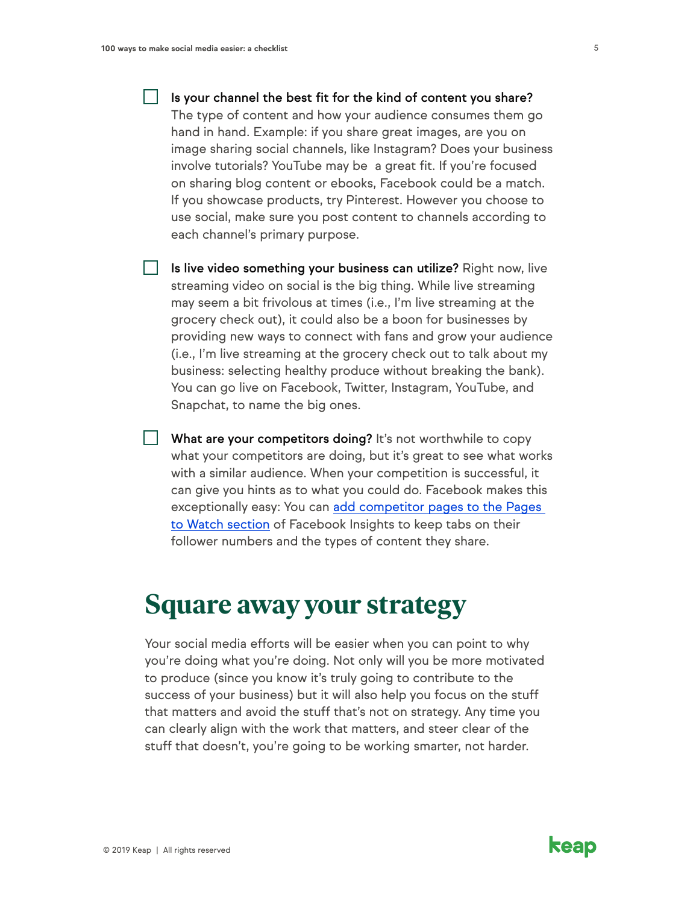- [ ] **Is your channel the best fit for the kind of content you share?** The type of content and how your audience consumes them go hand in hand. Example: if you share great images, are you on image sharing social channels, like Instagram? Does your business involve tutorials? YouTube may be a great fit. If you're focused on sharing blog content or ebooks, Facebook could be a match. If you showcase products, try Pinterest. However you choose to use social, make sure you post content to channels according to each channel's primary purpose.

- [ ] **Is live video something your business can utilize?** Right now, live streaming video on social is the big thing. While live streaming may seem a bit frivolous at times (i.e., I'm live streaming at the grocery check out), it could also be a boon for businesses by providing new ways to connect with fans and grow your audience (i.e., I'm live streaming at the grocery check out to talk about my business: selecting healthy produce without breaking the bank). You can go live on Facebook, Twitter, Instagram, YouTube, and Snapchat, to name the big ones.

- [ ] **What are your competitors doing?** It's not worthwhile to copy what your competitors are doing, but it's great to see what works with a similar audience. When your competition is successful, it can give you hints as to what you could do. Facebook makes this exceptionally easy: You can add competitor pages to the Pages to Watch section of Facebook Insights to keep tabs on their follower numbers and the types of content they share.

# Square away your strategy

Your social media efforts will be easier when you can point to why you're doing what you're doing. Not only will you be more motivated to produce (since you know it's truly going to contribute to the success of your business) but it will also help you focus on the stuff that matters and avoid the stuff that's not on strategy. Any time you can clearly align with the work that matters, and steer clear of the stuff that doesn't, you're going to be working smarter, not harder.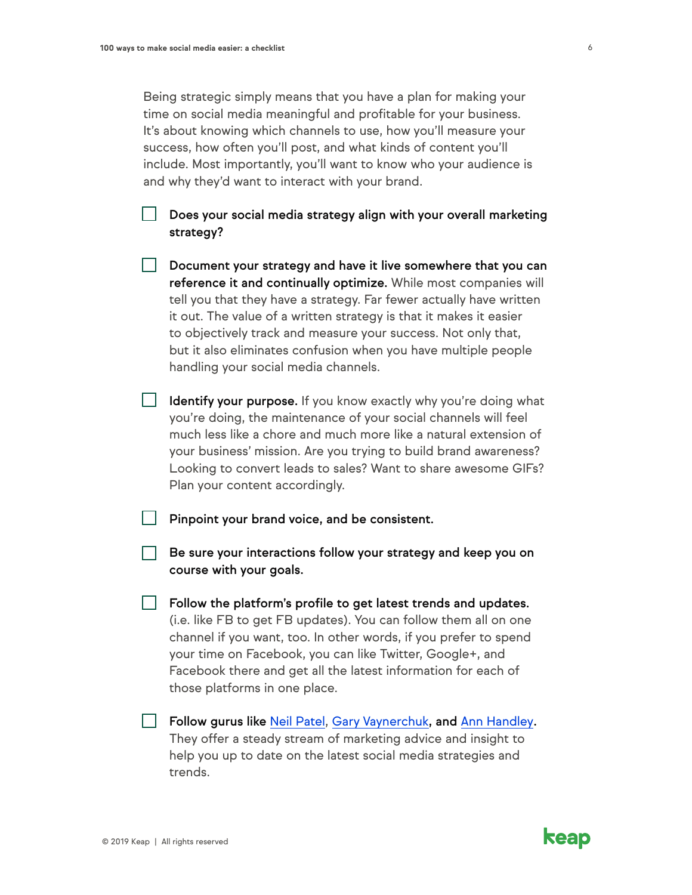Being strategic simply means that you have a plan for making your time on social media meaningful and profitable for your business. It's about knowing which channels to use, how you'll measure your success, how often you'll post, and what kinds of content you'll include. Most importantly, you'll want to know who your audience is and why they'd want to interact with your brand.

- [ ] **Does your social media strategy align with your overall marketing strategy?**

- [ ] **Document your strategy and have it live somewhere that you can reference it and continually optimize.** While most companies will tell you that they have a strategy. Far fewer actually have written it out. The value of a written strategy is that it makes it easier to objectively track and measure your success. Not only that, but it also eliminates confusion when you have multiple people handling your social media channels.

- [ ] **Identify your purpose.** If you know exactly why you're doing what you're doing, the maintenance of your social channels will feel much less like a chore and much more like a natural extension of your business' mission. Are you trying to build brand awareness? Looking to convert leads to sales? Want to share awesome GIFs? Plan your content accordingly.

- [ ] **Pinpoint your brand voice, and be consistent.**

- [ ] **Be sure your interactions follow your strategy and keep you on course with your goals.**

- [ ] **Follow the platform's profile to get latest trends and updates.** (i.e. like FB to get FB updates). You can follow them all on one channel if you want, too. In other words, if you prefer to spend your time on Facebook, you can like Twitter, Google+, and Facebook there and get all the latest information for each of those platforms in one place.

- [ ] **Follow gurus like Neil Patel, Gary Vaynerchuk, and Ann Handley.** They offer a steady stream of marketing advice and insight to help you up to date on the latest social media strategies and trends.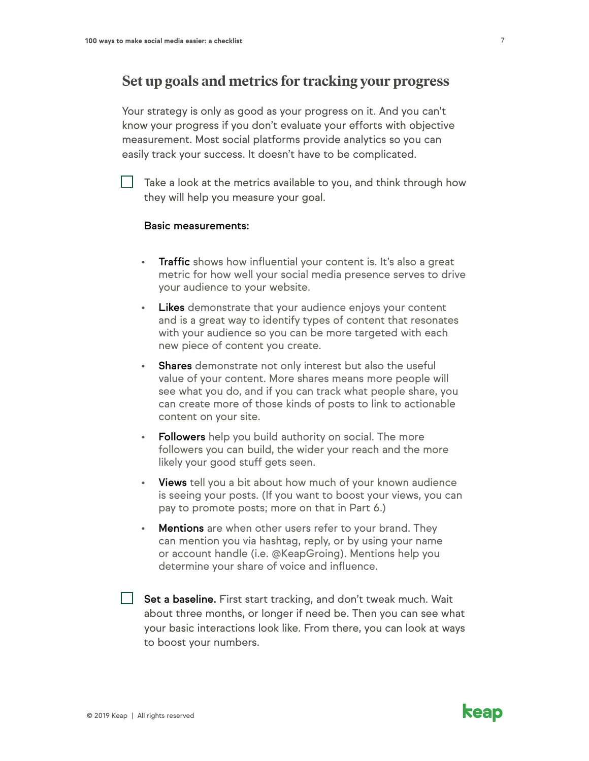## Set up goals and metrics for tracking your progress

Your strategy is only as good as your progress on it. And you can't know your progress if you don't evaluate your efforts with objective measurement. Most social platforms provide analytics so you can easily track your success. It doesn't have to be complicated.

☐ Take a look at the metrics available to you, and think through how they will help you measure your goal.

**Basic measurements:**

- **Traffic** shows how influential your content is. It's also a great metric for how well your social media presence serves to drive your audience to your website.
- **Likes** demonstrate that your audience enjoys your content and is a great way to identify types of content that resonates with your audience so you can be more targeted with each new piece of content you create.
- **Shares** demonstrate not only interest but also the useful value of your content. More shares means more people will see what you do, and if you can track what people share, you can create more of those kinds of posts to link to actionable content on your site.
- **Followers** help you build authority on social. The more followers you can build, the wider your reach and the more likely your good stuff gets seen.
- **Views** tell you a bit about how much of your known audience is seeing your posts. (If you want to boost your views, you can pay to promote posts; more on that in Part 6.)
- **Mentions** are when other users refer to your brand. They can mention you via hashtag, reply, or by using your name or account handle (i.e. @KeapGroing). Mentions help you determine your share of voice and influence.

☐ **Set a baseline.** First start tracking, and don't tweak much. Wait about three months, or longer if need be. Then you can see what your basic interactions look like. From there, you can look at ways to boost your numbers.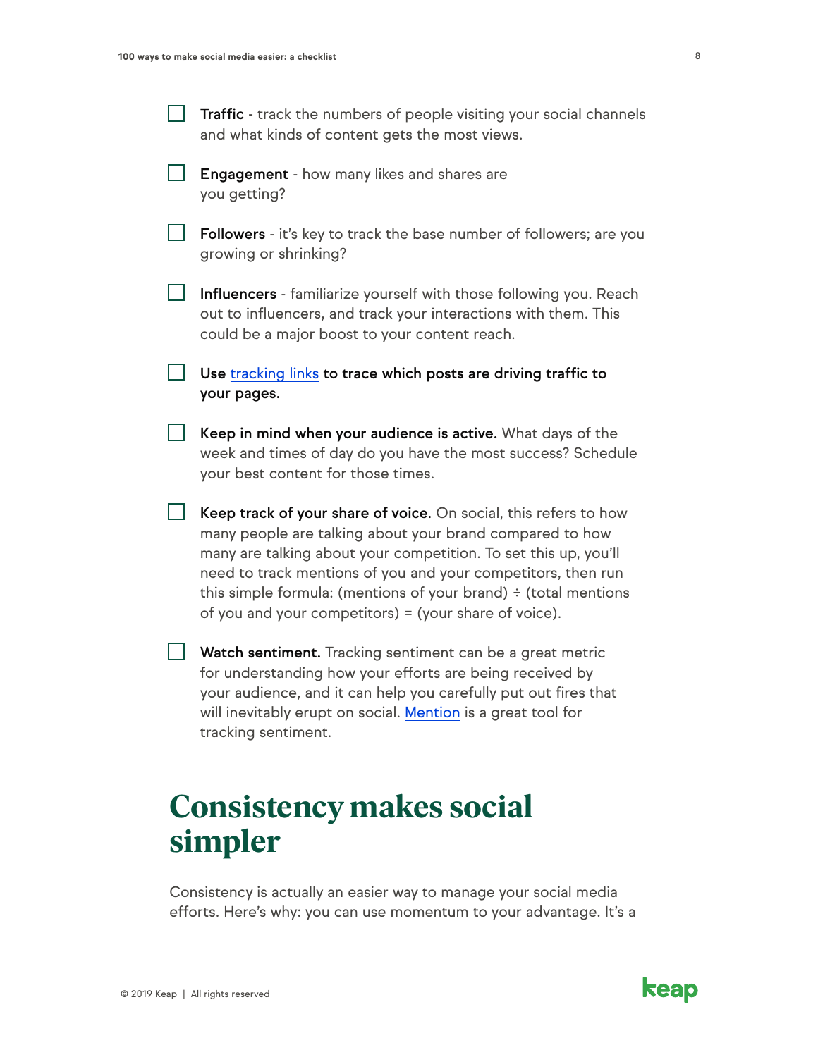- [ ] **Traffic** - track the numbers of people visiting your social channels and what kinds of content gets the most views.

- [ ] **Engagement** - how many likes and shares are you getting?

- [ ] **Followers** - it's key to track the base number of followers; are you growing or shrinking?

- [ ] **Influencers** - familiarize yourself with those following you. Reach out to influencers, and track your interactions with them. This could be a major boost to your content reach.

- [ ] **Use tracking links to trace which posts are driving traffic to your pages.**

- [ ] **Keep in mind when your audience is active.** What days of the week and times of day do you have the most success? Schedule your best content for those times.

- [ ] **Keep track of your share of voice.** On social, this refers to how many people are talking about your brand compared to how many are talking about your competition. To set this up, you'll need to track mentions of you and your competitors, then run this simple formula: (mentions of your brand) ÷ (total mentions of you and your competitors) = (your share of voice).

- [ ] **Watch sentiment.** Tracking sentiment can be a great metric for understanding how your efforts are being received by your audience, and it can help you carefully put out fires that will inevitably erupt on social. Mention is a great tool for tracking sentiment.

# Consistency makes social simpler

Consistency is actually an easier way to manage your social media efforts. Here's why: you can use momentum to your advantage. It's a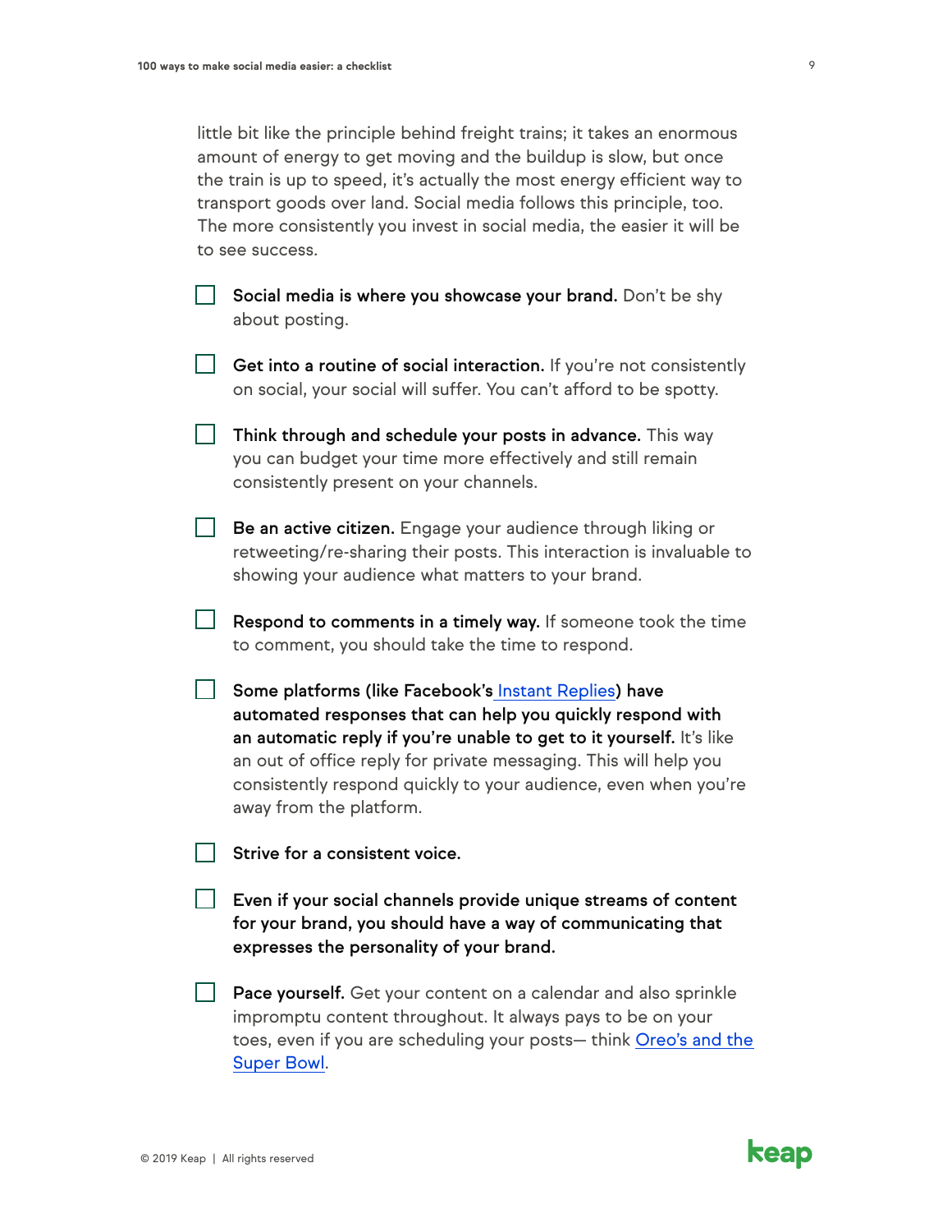little bit like the principle behind freight trains; it takes an enormous amount of energy to get moving and the buildup is slow, but once the train is up to speed, it's actually the most energy efficient way to transport goods over land. Social media follows this principle, too. The more consistently you invest in social media, the easier it will be to see success.

- [ ] **Social media is where you showcase your brand.** Don't be shy about posting.

- [ ] **Get into a routine of social interaction.** If you're not consistently on social, your social will suffer. You can't afford to be spotty.

- [ ] **Think through and schedule your posts in advance.** This way you can budget your time more effectively and still remain consistently present on your channels.

- [ ] **Be an active citizen.** Engage your audience through liking or retweeting/re-sharing their posts. This interaction is invaluable to showing your audience what matters to your brand.

- [ ] **Respond to comments in a timely way.** If someone took the time to comment, you should take the time to respond.

- [ ] **Some platforms (like Facebook's Instant Replies) have automated responses that can help you quickly respond with an automatic reply if you're unable to get to it yourself.** It's like an out of office reply for private messaging. This will help you consistently respond quickly to your audience, even when you're away from the platform.

- [ ] **Strive for a consistent voice.**

- [ ] **Even if your social channels provide unique streams of content for your brand, you should have a way of communicating that expresses the personality of your brand.**

- [ ] **Pace yourself.** Get your content on a calendar and also sprinkle impromptu content throughout. It always pays to be on your toes, even if you are scheduling your posts— think Oreo's and the Super Bowl.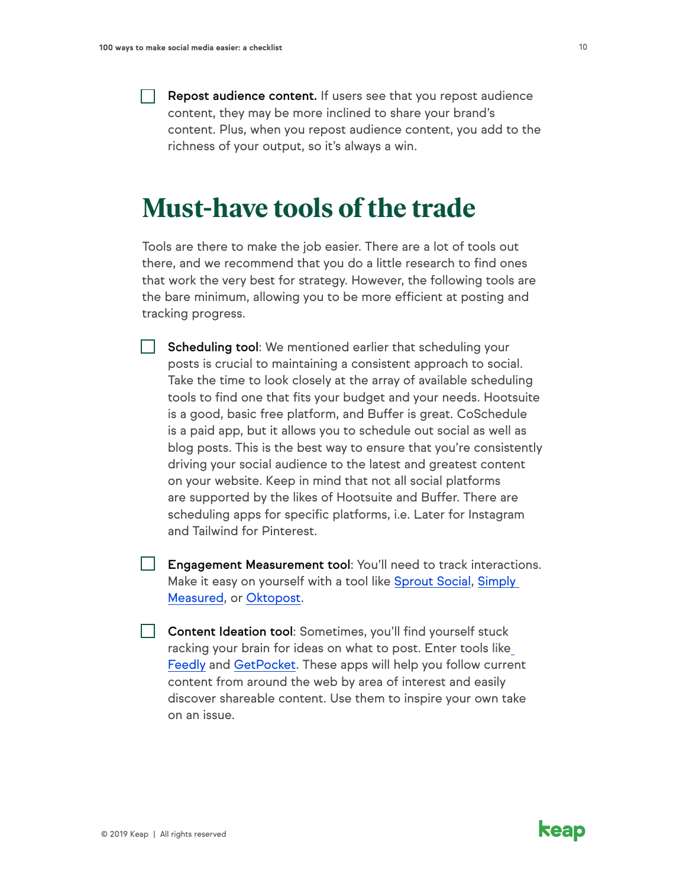- [ ] **Repost audience content.** If users see that you repost audience content, they may be more inclined to share your brand's content. Plus, when you repost audience content, you add to the richness of your output, so it's always a win.

# Must-have tools of the trade

Tools are there to make the job easier. There are a lot of tools out there, and we recommend that you do a little research to find ones that work the very best for strategy. However, the following tools are the bare minimum, allowing you to be more efficient at posting and tracking progress.

- [ ] **Scheduling tool**: We mentioned earlier that scheduling your posts is crucial to maintaining a consistent approach to social. Take the time to look closely at the array of available scheduling tools to find one that fits your budget and your needs. Hootsuite is a good, basic free platform, and Buffer is great. CoSchedule is a paid app, but it allows you to schedule out social as well as blog posts. This is the best way to ensure that you're consistently driving your social audience to the latest and greatest content on your website. Keep in mind that not all social platforms are supported by the likes of Hootsuite and Buffer. There are scheduling apps for specific platforms, i.e. Later for Instagram and Tailwind for Pinterest.

- [ ] **Engagement Measurement tool**: You'll need to track interactions. Make it easy on yourself with a tool like Sprout Social, Simply Measured, or Oktopost.

- [ ] **Content Ideation tool**: Sometimes, you'll find yourself stuck racking your brain for ideas on what to post. Enter tools like Feedly and GetPocket. These apps will help you follow current content from around the web by area of interest and easily discover shareable content. Use them to inspire your own take on an issue.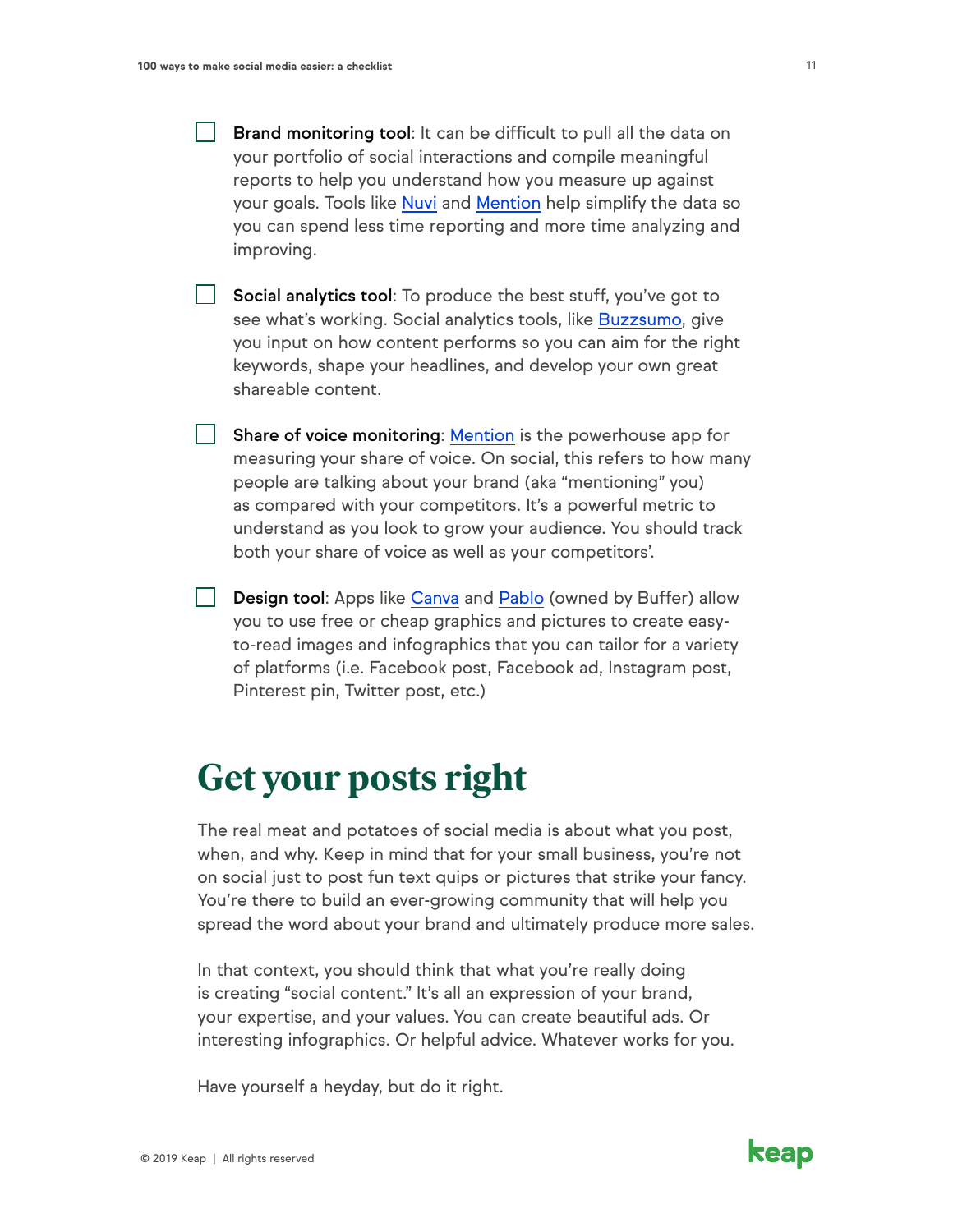- [ ] **Brand monitoring tool**: It can be difficult to pull all the data on your portfolio of social interactions and compile meaningful reports to help you understand how you measure up against your goals. Tools like Nuvi and Mention help simplify the data so you can spend less time reporting and more time analyzing and improving.

- [ ] **Social analytics tool**: To produce the best stuff, you've got to see what's working. Social analytics tools, like Buzzsumo, give you input on how content performs so you can aim for the right keywords, shape your headlines, and develop your own great shareable content.

- [ ] **Share of voice monitoring**: Mention is the powerhouse app for measuring your share of voice. On social, this refers to how many people are talking about your brand (aka "mentioning" you) as compared with your competitors. It's a powerful metric to understand as you look to grow your audience. You should track both your share of voice as well as your competitors'.

- [ ] **Design tool**: Apps like Canva and Pablo (owned by Buffer) allow you to use free or cheap graphics and pictures to create easy-to-read images and infographics that you can tailor for a variety of platforms (i.e. Facebook post, Facebook ad, Instagram post, Pinterest pin, Twitter post, etc.)

# Get your posts right

The real meat and potatoes of social media is about what you post, when, and why. Keep in mind that for your small business, you're not on social just to post fun text quips or pictures that strike your fancy. You're there to build an ever-growing community that will help you spread the word about your brand and ultimately produce more sales.

In that context, you should think that what you're really doing is creating "social content." It's all an expression of your brand, your expertise, and your values. You can create beautiful ads. Or interesting infographics. Or helpful advice. Whatever works for you.

Have yourself a heyday, but do it right.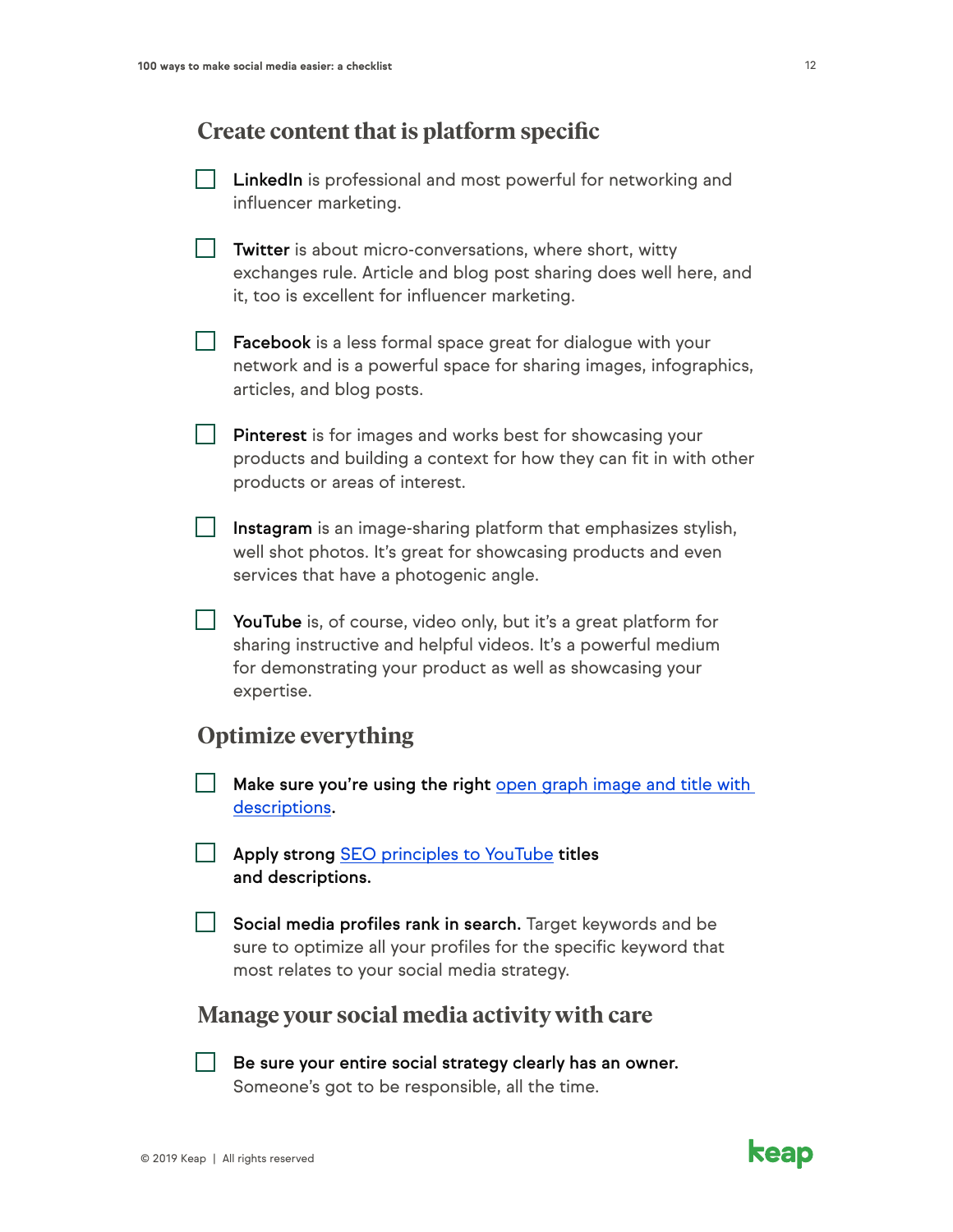## Create content that is platform specific

- [ ] **LinkedIn** is professional and most powerful for networking and influencer marketing.

- [ ] **Twitter** is about micro-conversations, where short, witty exchanges rule. Article and blog post sharing does well here, and it, too is excellent for influencer marketing.

- [ ] **Facebook** is a less formal space great for dialogue with your network and is a powerful space for sharing images, infographics, articles, and blog posts.

- [ ] **Pinterest** is for images and works best for showcasing your products and building a context for how they can fit in with other products or areas of interest.

- [ ] **Instagram** is an image-sharing platform that emphasizes stylish, well shot photos. It's great for showcasing products and even services that have a photogenic angle.

- [ ] **YouTube** is, of course, video only, but it's a great platform for sharing instructive and helpful videos. It's a powerful medium for demonstrating your product as well as showcasing your expertise.

## Optimize everything

- [ ] **Make sure you're using the right open graph image and title with descriptions.**

- [ ] **Apply strong SEO principles to YouTube titles and descriptions.**

- [ ] **Social media profiles rank in search.** Target keywords and be sure to optimize all your profiles for the specific keyword that most relates to your social media strategy.

## Manage your social media activity with care

- [ ] **Be sure your entire social strategy clearly has an owner.** Someone's got to be responsible, all the time.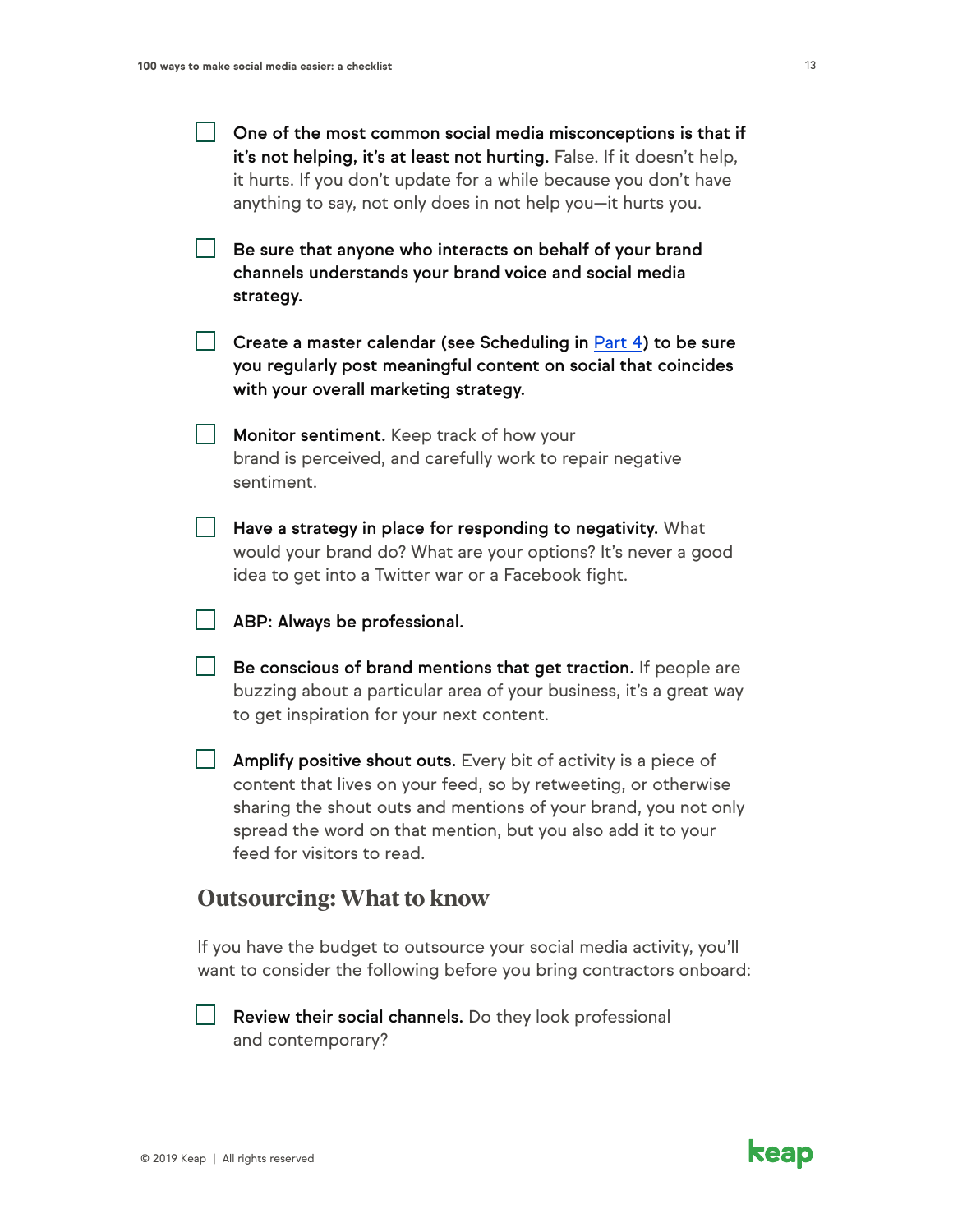- [ ] **One of the most common social media misconceptions is that if it's not helping, it's at least not hurting.** False. If it doesn't help, it hurts. If you don't update for a while because you don't have anything to say, not only does in not help you—it hurts you.

- [ ] **Be sure that anyone who interacts on behalf of your brand channels understands your brand voice and social media strategy.**

- [ ] **Create a master calendar (see Scheduling in [Part 4](#)) to be sure you regularly post meaningful content on social that coincides with your overall marketing strategy.**

- [ ] **Monitor sentiment.** Keep track of how your brand is perceived, and carefully work to repair negative sentiment.

- [ ] **Have a strategy in place for responding to negativity.** What would your brand do? What are your options? It's never a good idea to get into a Twitter war or a Facebook fight.

- [ ] **ABP: Always be professional.**

- [ ] **Be conscious of brand mentions that get traction.** If people are buzzing about a particular area of your business, it's a great way to get inspiration for your next content.

- [ ] **Amplify positive shout outs.** Every bit of activity is a piece of content that lives on your feed, so by retweeting, or otherwise sharing the shout outs and mentions of your brand, you not only spread the word on that mention, but you also add it to your feed for visitors to read.

## Outsourcing: What to know

If you have the budget to outsource your social media activity, you'll want to consider the following before you bring contractors onboard:

- [ ] **Review their social channels.** Do they look professional and contemporary?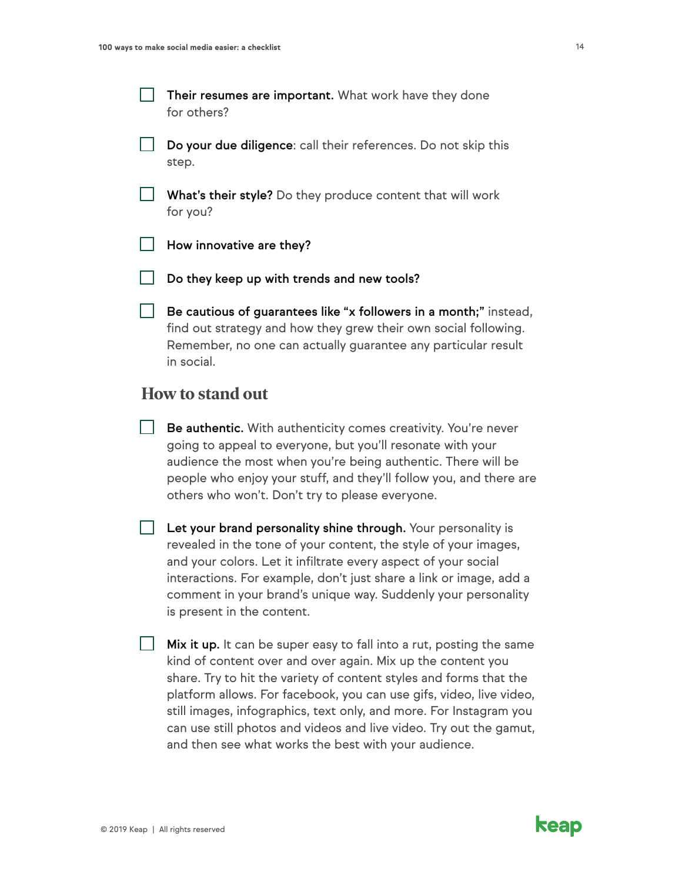- [ ] **Their resumes are important.** What work have they done for others?

- [ ] **Do your due diligence**: call their references. Do not skip this step.

- [ ] **What's their style?** Do they produce content that will work for you?

- [ ] **How innovative are they?**

- [ ] **Do they keep up with trends and new tools?**

- [ ] **Be cautious of guarantees like "x followers in a month;"** instead, find out strategy and how they grew their own social following. Remember, no one can actually guarantee any particular result in social.

## How to stand out

- [ ] **Be authentic.** With authenticity comes creativity. You're never going to appeal to everyone, but you'll resonate with your audience the most when you're being authentic. There will be people who enjoy your stuff, and they'll follow you, and there are others who won't. Don't try to please everyone.

- [ ] **Let your brand personality shine through.** Your personality is revealed in the tone of your content, the style of your images, and your colors. Let it infiltrate every aspect of your social interactions. For example, don't just share a link or image, add a comment in your brand's unique way. Suddenly your personality is present in the content.

- [ ] **Mix it up.** It can be super easy to fall into a rut, posting the same kind of content over and over again. Mix up the content you share. Try to hit the variety of content styles and forms that the platform allows. For facebook, you can use gifs, video, live video, still images, infographics, text only, and more. For Instagram you can use still photos and videos and live video. Try out the gamut, and then see what works the best with your audience.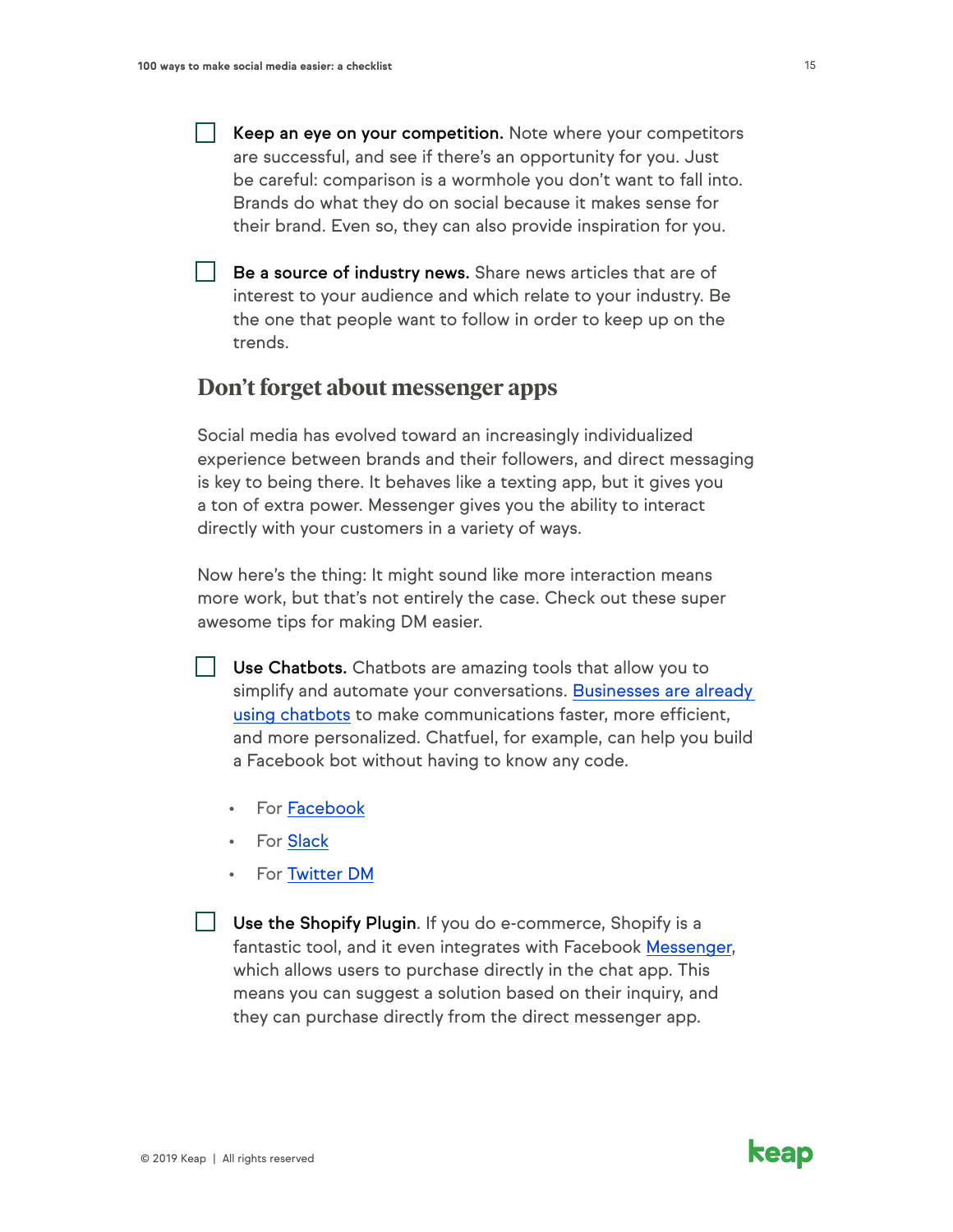- [ ] **Keep an eye on your competition.** Note where your competitors are successful, and see if there's an opportunity for you. Just be careful: comparison is a wormhole you don't want to fall into. Brands do what they do on social because it makes sense for their brand. Even so, they can also provide inspiration for you.

- [ ] **Be a source of industry news.** Share news articles that are of interest to your audience and which relate to your industry. Be the one that people want to follow in order to keep up on the trends.

## Don't forget about messenger apps

Social media has evolved toward an increasingly individualized experience between brands and their followers, and direct messaging is key to being there. It behaves like a texting app, but it gives you a ton of extra power. Messenger gives you the ability to interact directly with your customers in a variety of ways.

Now here's the thing: It might sound like more interaction means more work, but that's not entirely the case. Check out these super awesome tips for making DM easier.

- [ ] **Use Chatbots.** Chatbots are amazing tools that allow you to simplify and automate your conversations. Businesses are already using chatbots to make communications faster, more efficient, and more personalized. Chatfuel, for example, can help you build a Facebook bot without having to know any code.
  - For Facebook
  - For Slack
  - For Twitter DM

- [ ] **Use the Shopify Plugin**. If you do e-commerce, Shopify is a fantastic tool, and it even integrates with Facebook Messenger, which allows users to purchase directly in the chat app. This means you can suggest a solution based on their inquiry, and they can purchase directly from the direct messenger app.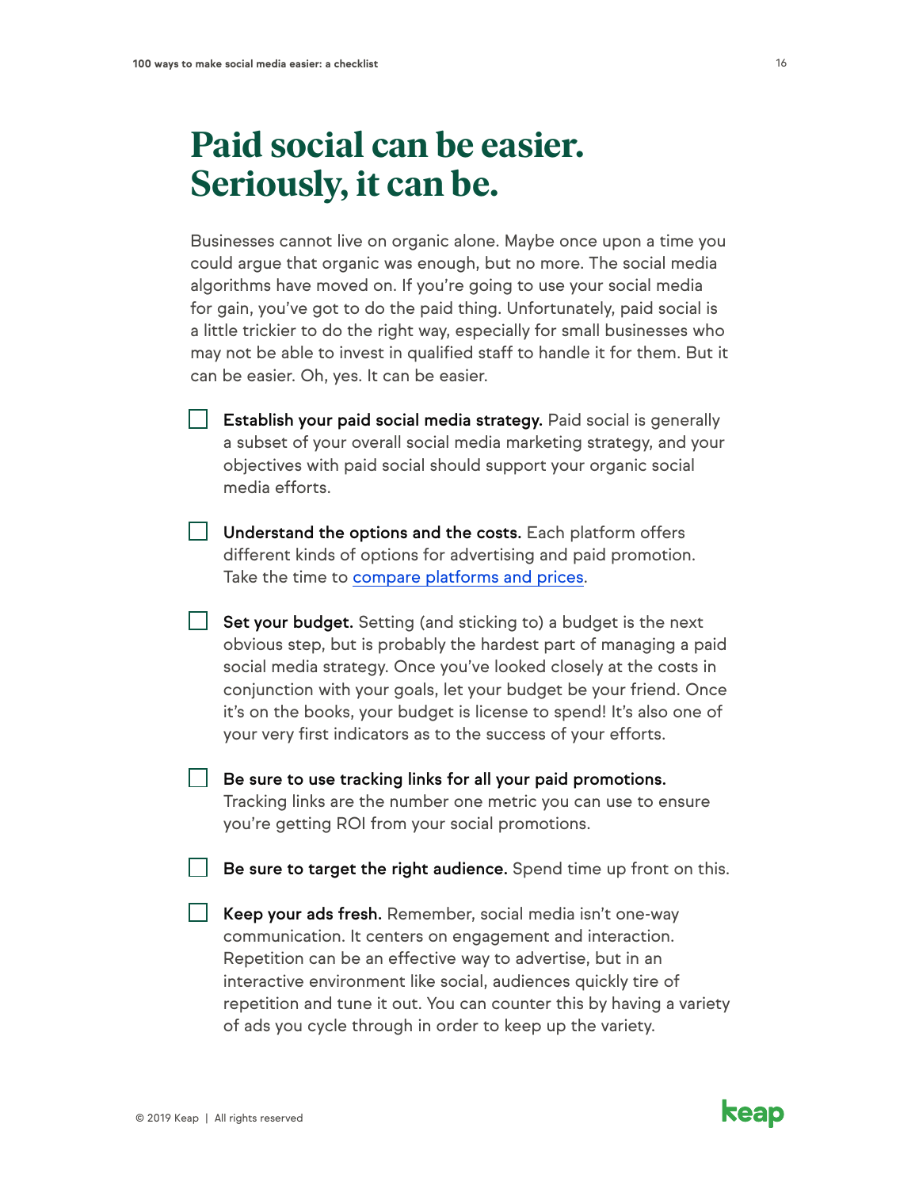# Paid social can be easier. Seriously, it can be.

Businesses cannot live on organic alone. Maybe once upon a time you could argue that organic was enough, but no more. The social media algorithms have moved on. If you're going to use your social media for gain, you've got to do the paid thing. Unfortunately, paid social is a little trickier to do the right way, especially for small businesses who may not be able to invest in qualified staff to handle it for them. But it can be easier. Oh, yes. It can be easier.

- [ ] **Establish your paid social media strategy.** Paid social is generally a subset of your overall social media marketing strategy, and your objectives with paid social should support your organic social media efforts.

- [ ] **Understand the options and the costs.** Each platform offers different kinds of options for advertising and paid promotion. Take the time to compare platforms and prices.

- [ ] **Set your budget.** Setting (and sticking to) a budget is the next obvious step, but is probably the hardest part of managing a paid social media strategy. Once you've looked closely at the costs in conjunction with your goals, let your budget be your friend. Once it's on the books, your budget is license to spend! It's also one of your very first indicators as to the success of your efforts.

- [ ] **Be sure to use tracking links for all your paid promotions.** Tracking links are the number one metric you can use to ensure you're getting ROI from your social promotions.

- [ ] **Be sure to target the right audience.** Spend time up front on this.

- [ ] **Keep your ads fresh.** Remember, social media isn't one-way communication. It centers on engagement and interaction. Repetition can be an effective way to advertise, but in an interactive environment like social, audiences quickly tire of repetition and tune it out. You can counter this by having a variety of ads you cycle through in order to keep up the variety.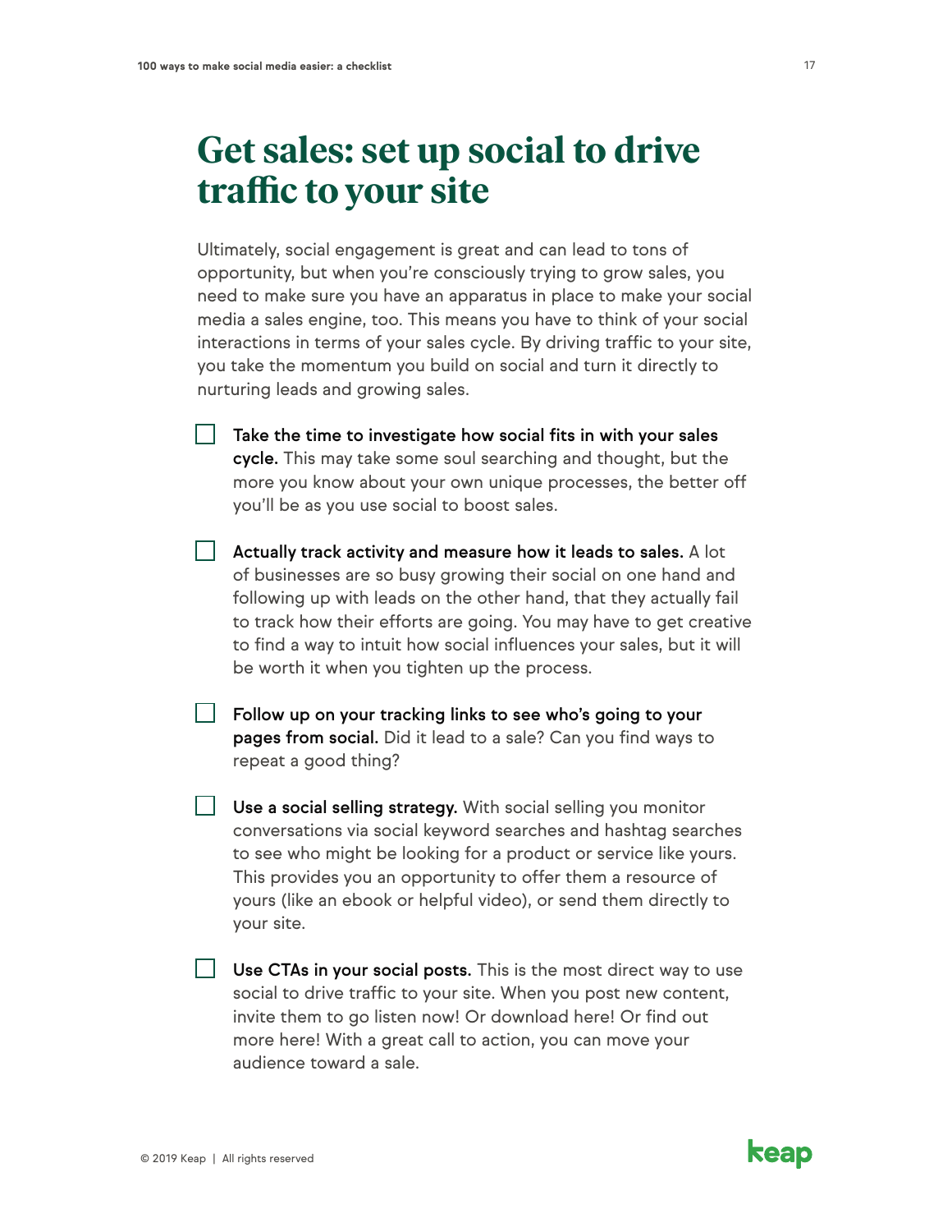# Get sales: set up social to drive traffic to your site

Ultimately, social engagement is great and can lead to tons of opportunity, but when you're consciously trying to grow sales, you need to make sure you have an apparatus in place to make your social media a sales engine, too. This means you have to think of your social interactions in terms of your sales cycle. By driving traffic to your site, you take the momentum you build on social and turn it directly to nurturing leads and growing sales.

- [ ] **Take the time to investigate how social fits in with your sales cycle.** This may take some soul searching and thought, but the more you know about your own unique processes, the better off you'll be as you use social to boost sales.

- [ ] **Actually track activity and measure how it leads to sales.** A lot of businesses are so busy growing their social on one hand and following up with leads on the other hand, that they actually fail to track how their efforts are going. You may have to get creative to find a way to intuit how social influences your sales, but it will be worth it when you tighten up the process.

- [ ] **Follow up on your tracking links to see who's going to your pages from social.** Did it lead to a sale? Can you find ways to repeat a good thing?

- [ ] **Use a social selling strategy.** With social selling you monitor conversations via social keyword searches and hashtag searches to see who might be looking for a product or service like yours. This provides you an opportunity to offer them a resource of yours (like an ebook or helpful video), or send them directly to your site.

- [ ] **Use CTAs in your social posts.** This is the most direct way to use social to drive traffic to your site. When you post new content, invite them to go listen now! Or download here! Or find out more here! With a great call to action, you can move your audience toward a sale.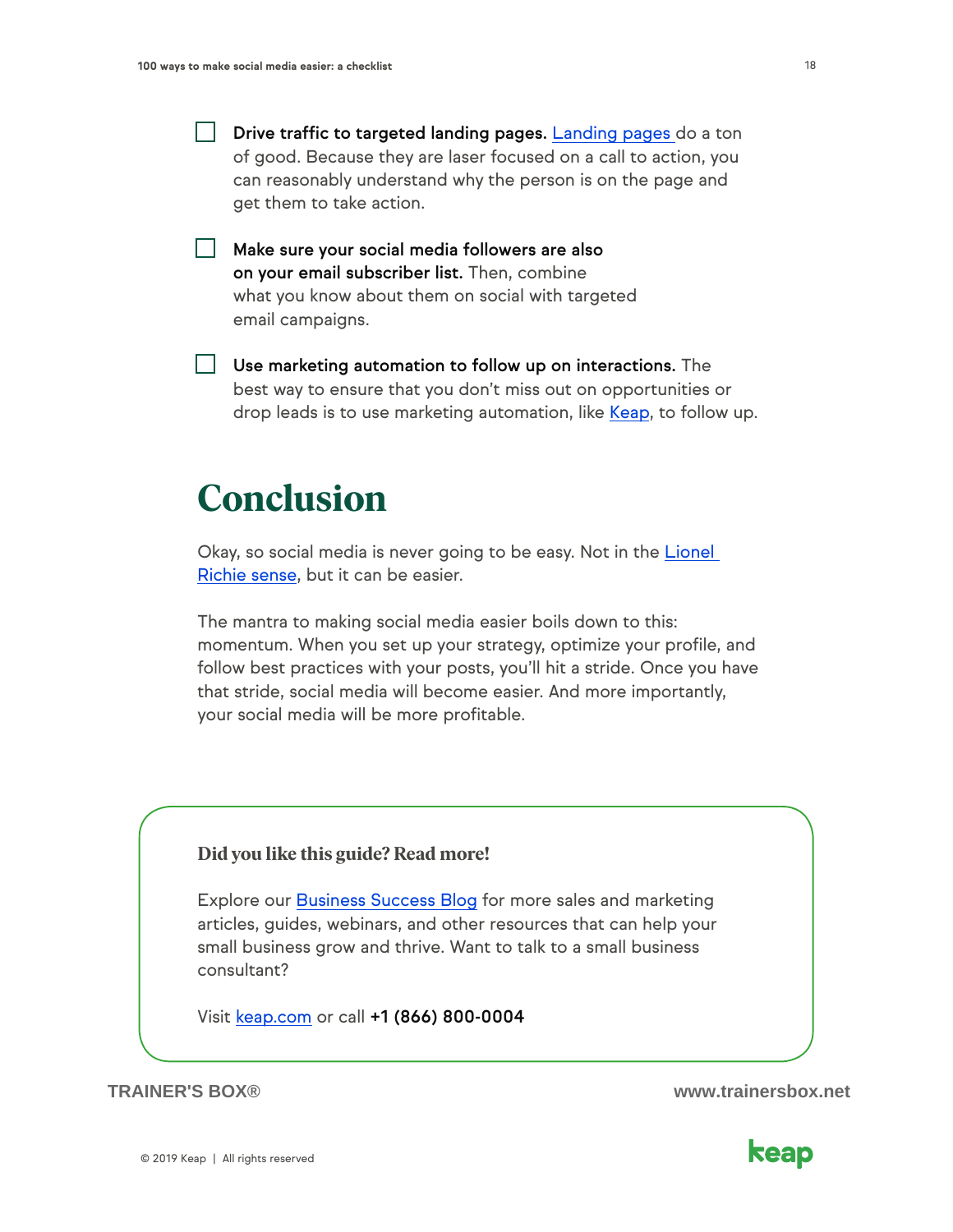- [ ] **Drive traffic to targeted landing pages.** Landing pages do a ton of good. Because they are laser focused on a call to action, you can reasonably understand why the person is on the page and get them to take action.

- [ ] **Make sure your social media followers are also on your email subscriber list.** Then, combine what you know about them on social with targeted email campaigns.

- [ ] **Use marketing automation to follow up on interactions.** The best way to ensure that you don't miss out on opportunities or drop leads is to use marketing automation, like Keap, to follow up.

# Conclusion

Okay, so social media is never going to be easy. Not in the Lionel Richie sense, but it can be easier.

The mantra to making social media easier boils down to this: momentum. When you set up your strategy, optimize your profile, and follow best practices with your posts, you'll hit a stride. Once you have that stride, social media will become easier. And more importantly, your social media will be more profitable.

**Did you like this guide? Read more!**

Explore our Business Success Blog for more sales and marketing articles, guides, webinars, and other resources that can help your small business grow and thrive. Want to talk to a small business consultant?

Visit keap.com or call **+1 (866) 800-0004**

TRAINER'S BOX® www.trainersbox.net

© 2019 Keap | All rights reserved